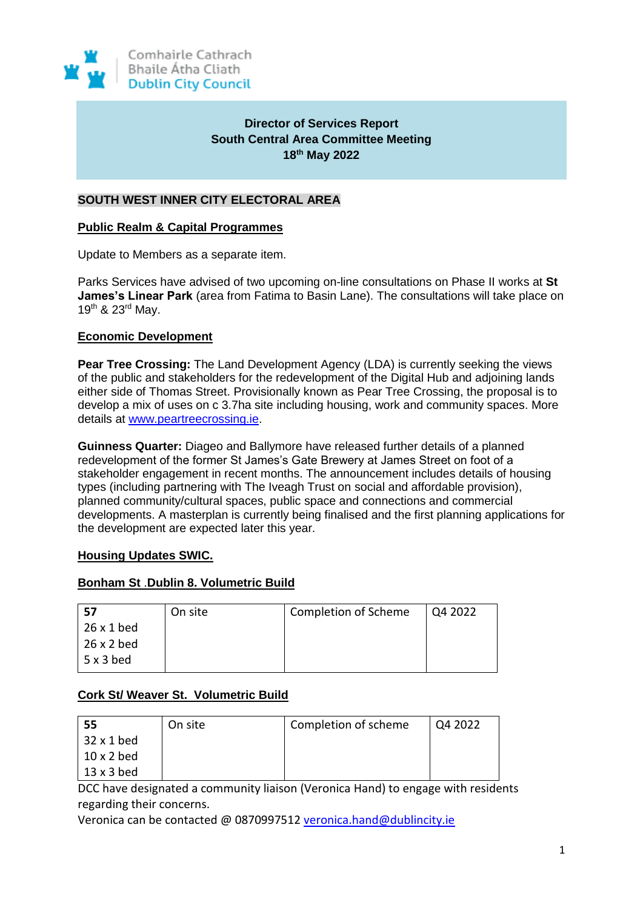Comhairle Cathrach Bhaile Átha Cliath
Dublin City Council

**Director of Services Report**
**South Central Area Committee Meeting**
**18th May 2022**

## SOUTH WEST INNER CITY ELECTORAL AREA

### Public Realm & Capital Programmes

Update to Members as a separate item.

Parks Services have advised of two upcoming on-line consultations on Phase II works at **St James's Linear Park** (area from Fatima to Basin Lane). The consultations will take place on 19th & 23rd May.

### Economic Development

**Pear Tree Crossing:** The Land Development Agency (LDA) is currently seeking the views of the public and stakeholders for the redevelopment of the Digital Hub and adjoining lands either side of Thomas Street. Provisionally known as Pear Tree Crossing, the proposal is to develop a mix of uses on c 3.7ha site including housing, work and community spaces. More details at [www.peartreecrossing.ie](www.peartreecrossing.ie).

**Guinness Quarter:** Diageo and Ballymore have released further details of a planned redevelopment of the former St James's Gate Brewery at James Street on foot of a stakeholder engagement in recent months. The announcement includes details of housing types (including partnering with The Iveagh Trust on social and affordable provision), planned community/cultural spaces, public space and connections and commercial developments. A masterplan is currently being finalised and the first planning applications for the development are expected later this year.

### Housing Updates SWIC.

### Bonham St .Dublin 8. Volumetric Build

| **57**<br>26 x 1 bed<br>26 x 2 bed<br>5 x 3 bed | On site | Completion of Scheme | Q4 2022 |
|---|---|---|---|

### Cork St/ Weaver St. Volumetric Build

| **55**<br>32 x 1 bed<br>10 x 2 bed<br>13 x 3 bed | On site | Completion of scheme | Q4 2022 |
|---|---|---|---|

DCC have designated a community liaison (Veronica Hand) to engage with residents regarding their concerns.
Veronica can be contacted @ 0870997512 [veronica.hand@dublincity.ie](mailto:veronica.hand@dublincity.ie)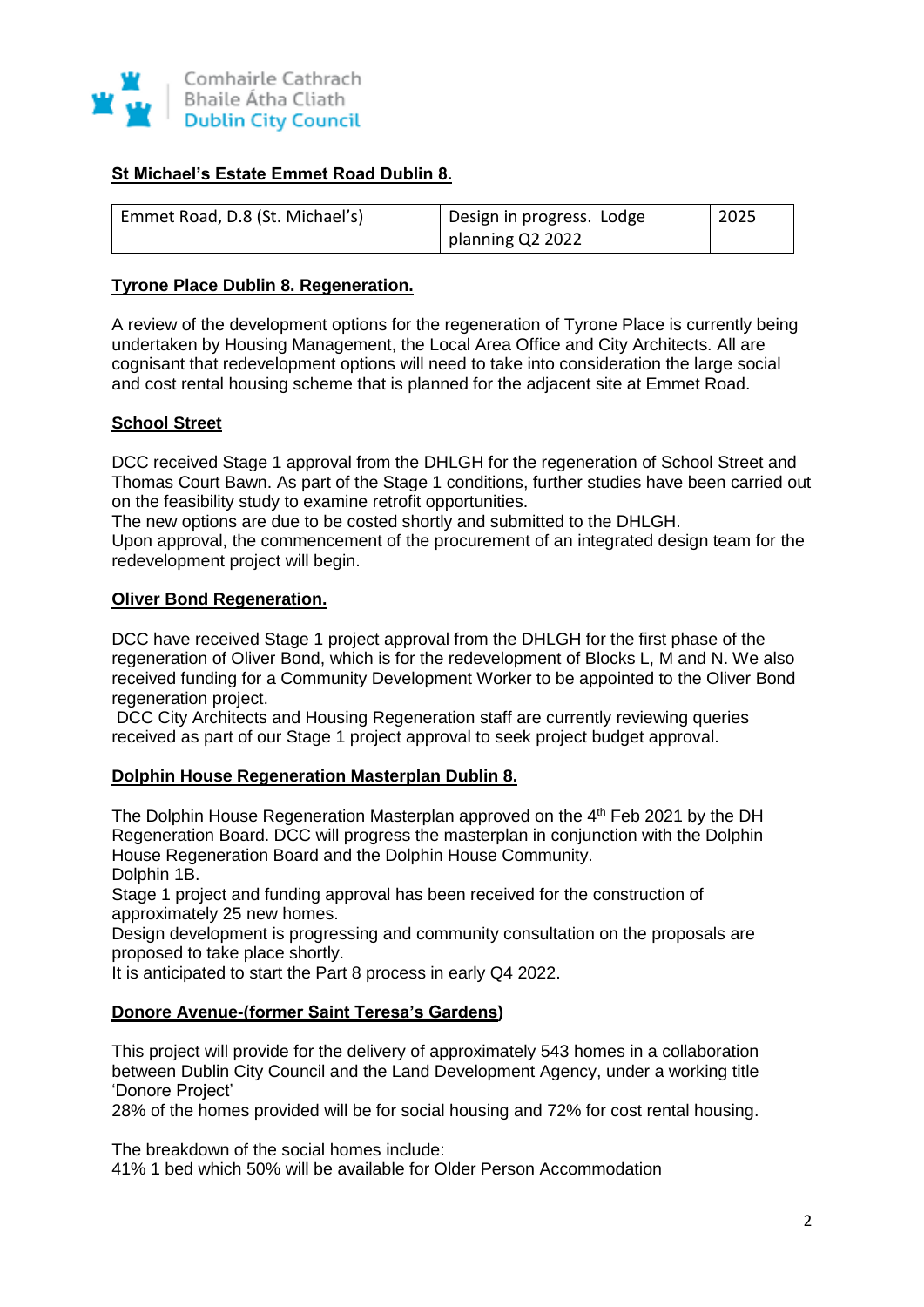## St Michael's Estate Emmet Road Dublin 8.

| Emmet Road, D.8 (St. Michael's) | Design in progress. Lodge planning Q2 2022 | 2025 |
|---|---|---|

## Tyrone Place Dublin 8. Regeneration.

A review of the development options for the regeneration of Tyrone Place is currently being undertaken by Housing Management, the Local Area Office and City Architects. All are cognisant that redevelopment options will need to take into consideration the large social and cost rental housing scheme that is planned for the adjacent site at Emmet Road.

## School Street

DCC received Stage 1 approval from the DHLGH for the regeneration of School Street and Thomas Court Bawn. As part of the Stage 1 conditions, further studies have been carried out on the feasibility study to examine retrofit opportunities.
The new options are due to be costed shortly and submitted to the DHLGH.
Upon approval, the commencement of the procurement of an integrated design team for the redevelopment project will begin.

## Oliver Bond Regeneration.

DCC have received Stage 1 project approval from the DHLGH for the first phase of the regeneration of Oliver Bond, which is for the redevelopment of Blocks L, M and N. We also received funding for a Community Development Worker to be appointed to the Oliver Bond regeneration project.
DCC City Architects and Housing Regeneration staff are currently reviewing queries received as part of our Stage 1 project approval to seek project budget approval.

## Dolphin House Regeneration Masterplan Dublin 8.

The Dolphin House Regeneration Masterplan approved on the 4th Feb 2021 by the DH Regeneration Board. DCC will progress the masterplan in conjunction with the Dolphin House Regeneration Board and the Dolphin House Community.
Dolphin 1B.
Stage 1 project and funding approval has been received for the construction of approximately 25 new homes.
Design development is progressing and community consultation on the proposals are proposed to take place shortly.
It is anticipated to start the Part 8 process in early Q4 2022.

## Donore Avenue-(former Saint Teresa's Gardens)

This project will provide for the delivery of approximately 543 homes in a collaboration between Dublin City Council and the Land Development Agency, under a working title 'Donore Project'
28% of the homes provided will be for social housing and 72% for cost rental housing.

The breakdown of the social homes include:
41% 1 bed which 50% will be available for Older Person Accommodation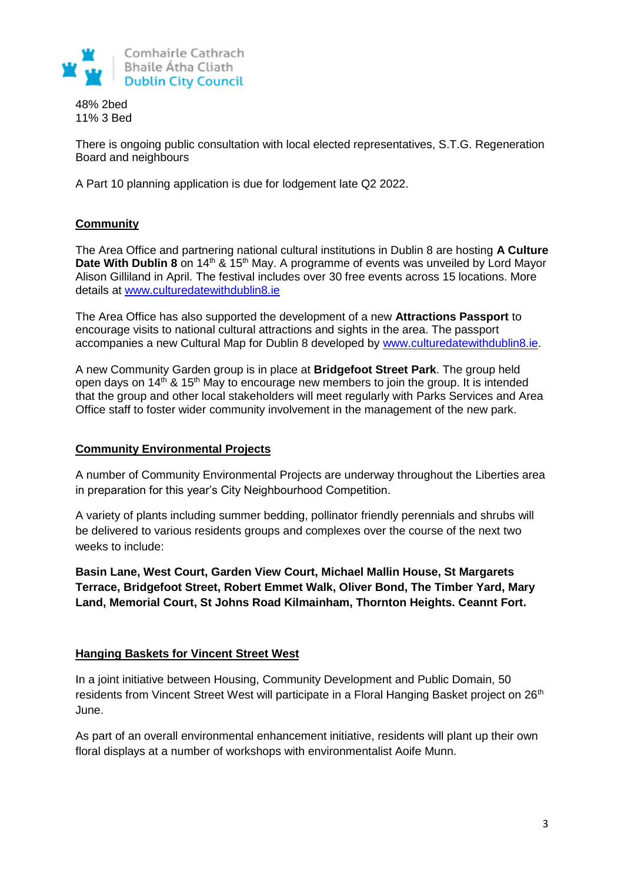48% 2bed
11% 3 Bed

There is ongoing public consultation with local elected representatives, S.T.G. Regeneration Board and neighbours

A Part 10 planning application is due for lodgement late Q2 2022.

## Community

The Area Office and partnering national cultural institutions in Dublin 8 are hosting **A Culture Date With Dublin 8** on 14th & 15th May. A programme of events was unveiled by Lord Mayor Alison Gilliland in April. The festival includes over 30 free events across 15 locations. More details at [www.culturedatewithdublin8.ie](http://www.culturedatewithdublin8.ie)

The Area Office has also supported the development of a new **Attractions Passport** to encourage visits to national cultural attractions and sights in the area. The passport accompanies a new Cultural Map for Dublin 8 developed by [www.culturedatewithdublin8.ie](http://www.culturedatewithdublin8.ie).

A new Community Garden group is in place at **Bridgefoot Street Park**. The group held open days on 14th & 15th May to encourage new members to join the group. It is intended that the group and other local stakeholders will meet regularly with Parks Services and Area Office staff to foster wider community involvement in the management of the new park.

## Community Environmental Projects

A number of Community Environmental Projects are underway throughout the Liberties area in preparation for this year's City Neighbourhood Competition.

A variety of plants including summer bedding, pollinator friendly perennials and shrubs will be delivered to various residents groups and complexes over the course of the next two weeks to include:

**Basin Lane, West Court, Garden View Court, Michael Mallin House, St Margarets Terrace, Bridgefoot Street, Robert Emmet Walk, Oliver Bond, The Timber Yard, Mary Land, Memorial Court, St Johns Road Kilmainham, Thornton Heights. Ceannt Fort.**

## Hanging Baskets for Vincent Street West

In a joint initiative between Housing, Community Development and Public Domain, 50 residents from Vincent Street West will participate in a Floral Hanging Basket project on 26th June.

As part of an overall environmental enhancement initiative, residents will plant up their own floral displays at a number of workshops with environmentalist Aoife Munn.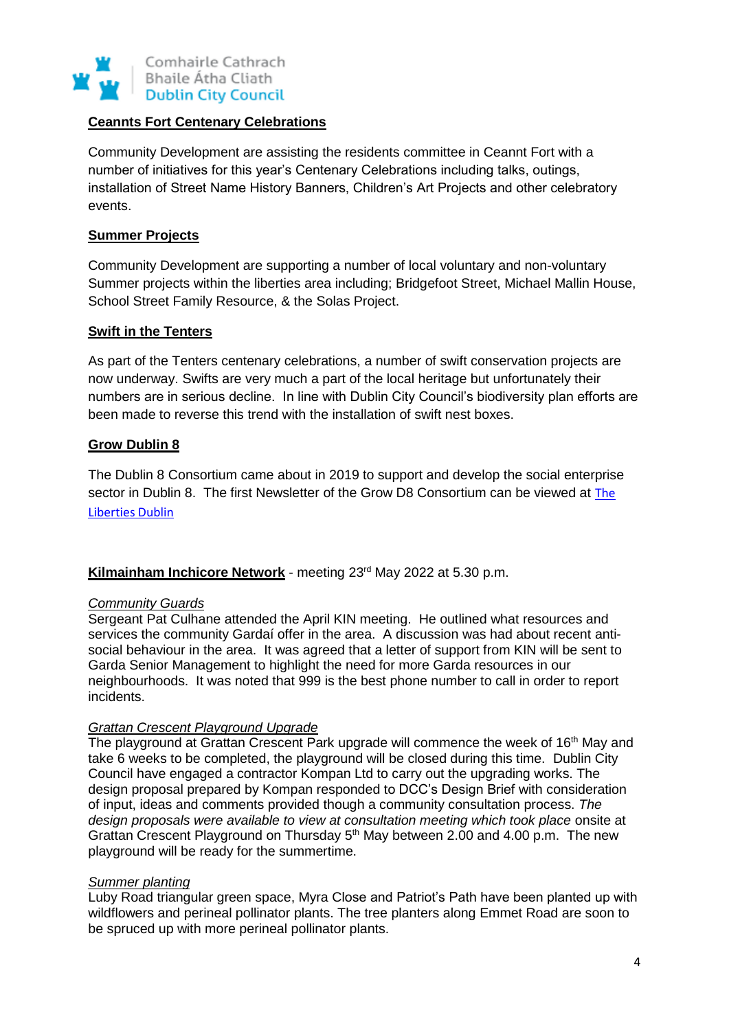**Ceannts Fort Centenary Celebrations**

Community Development are assisting the residents committee in Ceannt Fort with a number of initiatives for this year's Centenary Celebrations including talks, outings, installation of Street Name History Banners, Children's Art Projects and other celebratory events.

**Summer Projects**

Community Development are supporting a number of local voluntary and non-voluntary Summer projects within the liberties area including; Bridgefoot Street, Michael Mallin House, School Street Family Resource, & the Solas Project.

**Swift in the Tenters**

As part of the Tenters centenary celebrations, a number of swift conservation projects are now underway. Swifts are very much a part of the local heritage but unfortunately their numbers are in serious decline. In line with Dublin City Council's biodiversity plan efforts are been made to reverse this trend with the installation of swift nest boxes.

**Grow Dublin 8**

The Dublin 8 Consortium came about in 2019 to support and develop the social enterprise sector in Dublin 8. The first Newsletter of the Grow D8 Consortium can be viewed at [The Liberties Dublin]

**Kilmainham Inchicore Network** - meeting 23rd May 2022 at 5.30 p.m.

*Community Guards*
Sergeant Pat Culhane attended the April KIN meeting. He outlined what resources and services the community Gardaí offer in the area. A discussion was had about recent anti-social behaviour in the area. It was agreed that a letter of support from KIN will be sent to Garda Senior Management to highlight the need for more Garda resources in our neighbourhoods. It was noted that 999 is the best phone number to call in order to report incidents.

*Grattan Crescent Playground Upgrade*
The playground at Grattan Crescent Park upgrade will commence the week of 16th May and take 6 weeks to be completed, the playground will be closed during this time. Dublin City Council have engaged a contractor Kompan Ltd to carry out the upgrading works. The design proposal prepared by Kompan responded to DCC's Design Brief with consideration of input, ideas and comments provided though a community consultation process. *The design proposals were available to view at consultation meeting which took place* onsite at Grattan Crescent Playground on Thursday 5th May between 2.00 and 4.00 p.m. The new playground will be ready for the summertime.

*Summer planting*
Luby Road triangular green space, Myra Close and Patriot's Path have been planted up with wildflowers and perineal pollinator plants. The tree planters along Emmet Road are soon to be spruced up with more perineal pollinator plants.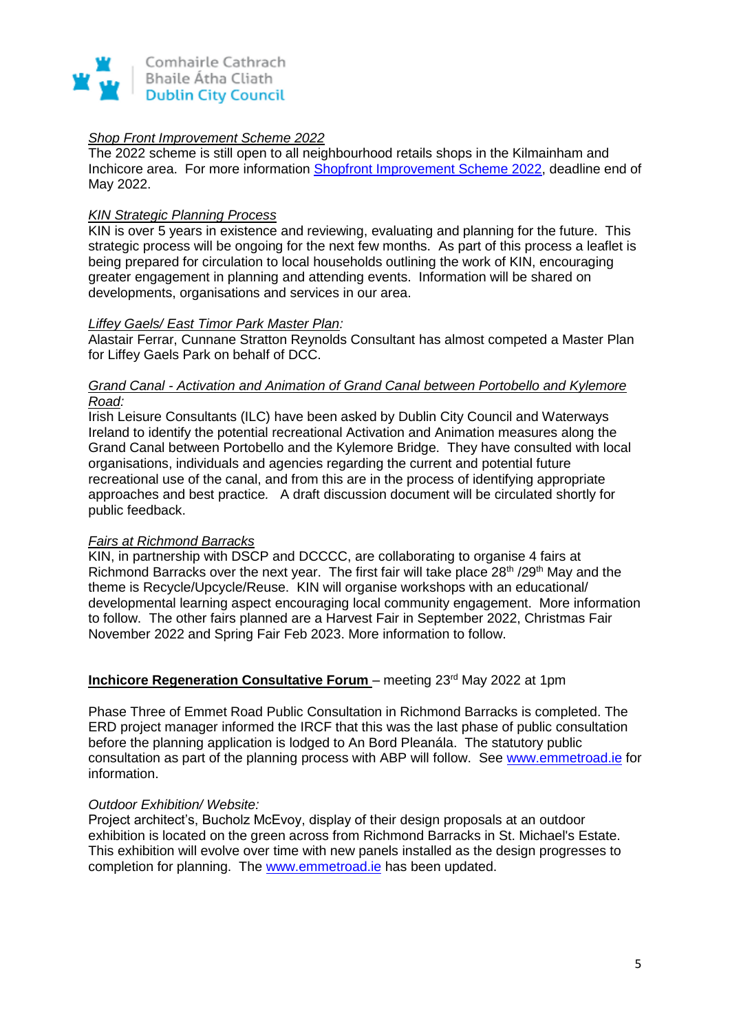*Shop Front Improvement Scheme 2022*

The 2022 scheme is still open to all neighbourhood retails shops in the Kilmainham and Inchicore area. For more information Shopfront Improvement Scheme 2022, deadline end of May 2022.

*KIN Strategic Planning Process*

KIN is over 5 years in existence and reviewing, evaluating and planning for the future. This strategic process will be ongoing for the next few months. As part of this process a leaflet is being prepared for circulation to local households outlining the work of KIN, encouraging greater engagement in planning and attending events. Information will be shared on developments, organisations and services in our area.

*Liffey Gaels/ East Timor Park Master Plan:*

Alastair Ferrar, Cunnane Stratton Reynolds Consultant has almost competed a Master Plan for Liffey Gaels Park on behalf of DCC.

*Grand Canal - Activation and Animation of Grand Canal between Portobello and Kylemore Road:*

Irish Leisure Consultants (ILC) have been asked by Dublin City Council and Waterways Ireland to identify the potential recreational Activation and Animation measures along the Grand Canal between Portobello and the Kylemore Bridge. They have consulted with local organisations, individuals and agencies regarding the current and potential future recreational use of the canal, and from this are in the process of identifying appropriate approaches and best practice. A draft discussion document will be circulated shortly for public feedback.

*Fairs at Richmond Barracks*

KIN, in partnership with DSCP and DCCCC, are collaborating to organise 4 fairs at Richmond Barracks over the next year. The first fair will take place 28th /29th May and the theme is Recycle/Upcycle/Reuse. KIN will organise workshops with an educational/ developmental learning aspect encouraging local community engagement. More information to follow. The other fairs planned are a Harvest Fair in September 2022, Christmas Fair November 2022 and Spring Fair Feb 2023. More information to follow.

**Inchicore Regeneration Consultative Forum** – meeting 23rd May 2022 at 1pm

Phase Three of Emmet Road Public Consultation in Richmond Barracks is completed. The ERD project manager informed the IRCF that this was the last phase of public consultation before the planning application is lodged to An Bord Pleanála. The statutory public consultation as part of the planning process with ABP will follow. See www.emmetroad.ie for information.

*Outdoor Exhibition/ Website:*

Project architect's, Bucholz McEvoy, display of their design proposals at an outdoor exhibition is located on the green across from Richmond Barracks in St. Michael's Estate. This exhibition will evolve over time with new panels installed as the design progresses to completion for planning. The www.emmetroad.ie has been updated.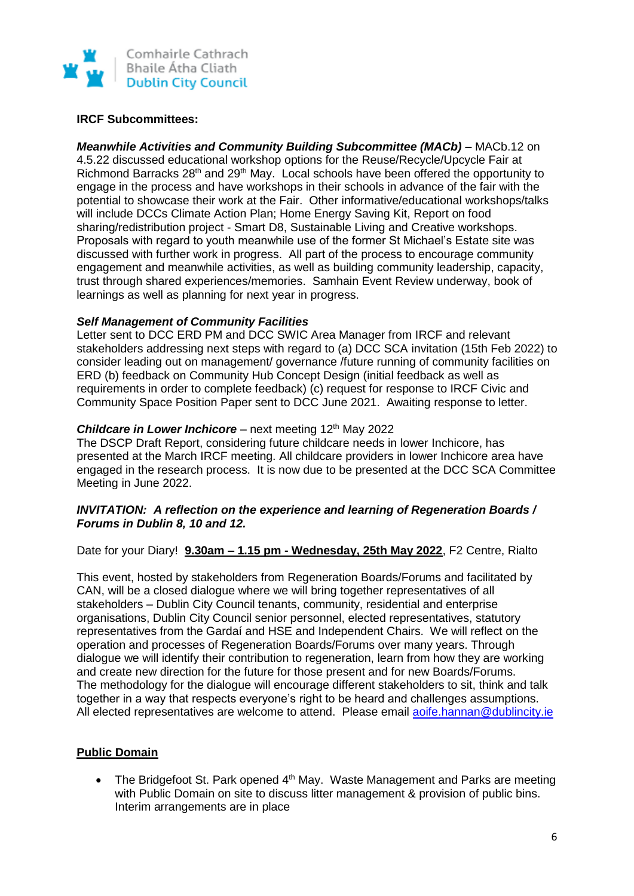**IRCF Subcommittees:**

***Meanwhile Activities and Community Building Subcommittee (MACb) –*** MACb.12 on 4.5.22 discussed educational workshop options for the Reuse/Recycle/Upcycle Fair at Richmond Barracks 28th and 29th May. Local schools have been offered the opportunity to engage in the process and have workshops in their schools in advance of the fair with the potential to showcase their work at the Fair. Other informative/educational workshops/talks will include DCCs Climate Action Plan; Home Energy Saving Kit, Report on food sharing/redistribution project - Smart D8, Sustainable Living and Creative workshops. Proposals with regard to youth meanwhile use of the former St Michael's Estate site was discussed with further work in progress. All part of the process to encourage community engagement and meanwhile activities, as well as building community leadership, capacity, trust through shared experiences/memories. Samhain Event Review underway, book of learnings as well as planning for next year in progress.

***Self Management of Community Facilities***

Letter sent to DCC ERD PM and DCC SWIC Area Manager from IRCF and relevant stakeholders addressing next steps with regard to (a) DCC SCA invitation (15th Feb 2022) to consider leading out on management/ governance /future running of community facilities on ERD (b) feedback on Community Hub Concept Design (initial feedback as well as requirements in order to complete feedback) (c) request for response to IRCF Civic and Community Space Position Paper sent to DCC June 2021. Awaiting response to letter.

***Childcare in Lower Inchicore*** – next meeting 12th May 2022

The DSCP Draft Report, considering future childcare needs in lower Inchicore, has presented at the March IRCF meeting. All childcare providers in lower Inchicore area have engaged in the research process. It is now due to be presented at the DCC SCA Committee Meeting in June 2022.

***INVITATION: A reflection on the experience and learning of Regeneration Boards / Forums in Dublin 8, 10 and 12.***

Date for your Diary! **9.30am – 1.15 pm - Wednesday, 25th May 2022**, F2 Centre, Rialto

This event, hosted by stakeholders from Regeneration Boards/Forums and facilitated by CAN, will be a closed dialogue where we will bring together representatives of all stakeholders – Dublin City Council tenants, community, residential and enterprise organisations, Dublin City Council senior personnel, elected representatives, statutory representatives from the Gardaí and HSE and Independent Chairs. We will reflect on the operation and processes of Regeneration Boards/Forums over many years. Through dialogue we will identify their contribution to regeneration, learn from how they are working and create new direction for the future for those present and for new Boards/Forums.
The methodology for the dialogue will encourage different stakeholders to sit, think and talk together in a way that respects everyone's right to be heard and challenges assumptions. All elected representatives are welcome to attend. Please email aoife.hannan@dublincity.ie

## Public Domain

- The Bridgefoot St. Park opened 4th May. Waste Management and Parks are meeting with Public Domain on site to discuss litter management & provision of public bins. Interim arrangements are in place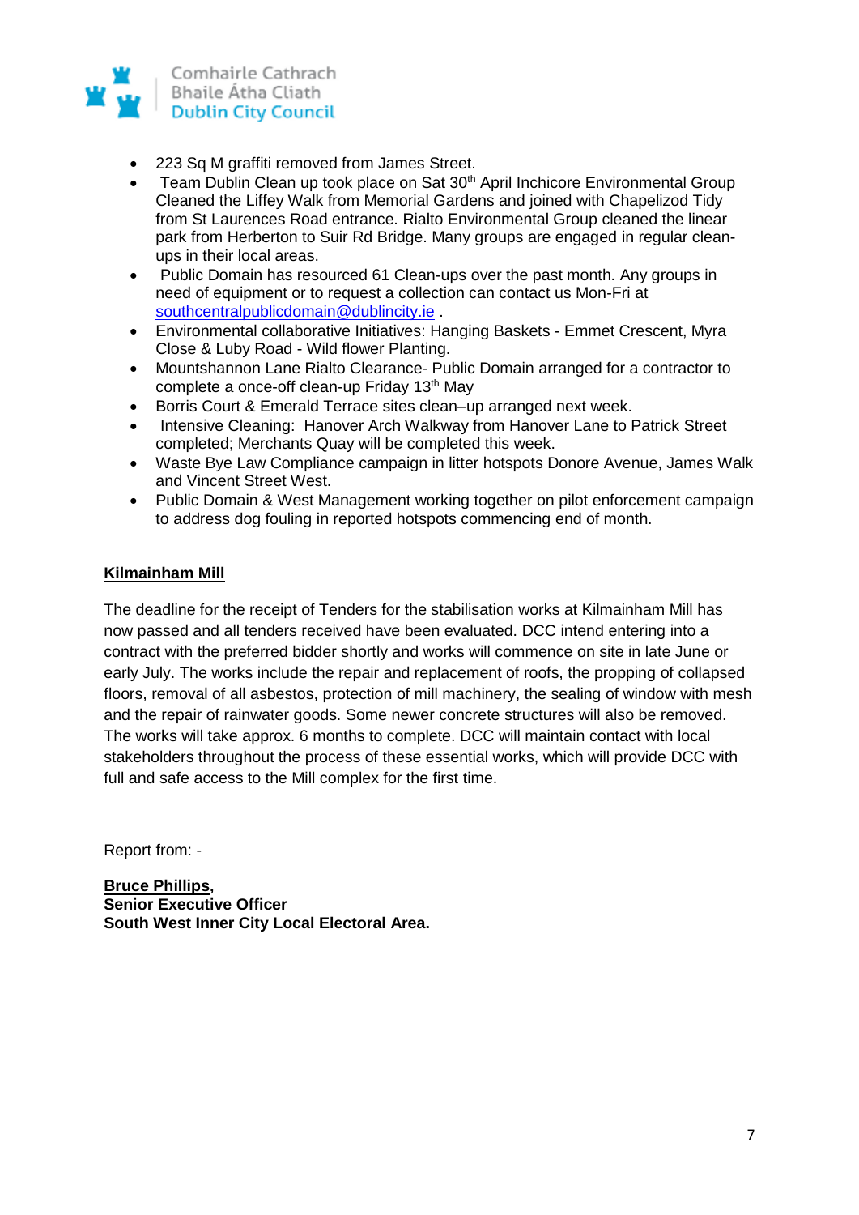- 223 Sq M graffiti removed from James Street.
- Team Dublin Clean up took place on Sat 30th April Inchicore Environmental Group Cleaned the Liffey Walk from Memorial Gardens and joined with Chapelizod Tidy from St Laurences Road entrance. Rialto Environmental Group cleaned the linear park from Herberton to Suir Rd Bridge. Many groups are engaged in regular clean-ups in their local areas.
- Public Domain has resourced 61 Clean-ups over the past month. Any groups in need of equipment or to request a collection can contact us Mon-Fri at southcentralpublicdomain@dublincity.ie .
- Environmental collaborative Initiatives: Hanging Baskets - Emmet Crescent, Myra Close & Luby Road - Wild flower Planting.
- Mountshannon Lane Rialto Clearance- Public Domain arranged for a contractor to complete a once-off clean-up Friday 13th May
- Borris Court & Emerald Terrace sites clean–up arranged next week.
- Intensive Cleaning: Hanover Arch Walkway from Hanover Lane to Patrick Street completed; Merchants Quay will be completed this week.
- Waste Bye Law Compliance campaign in litter hotspots Donore Avenue, James Walk and Vincent Street West.
- Public Domain & West Management working together on pilot enforcement campaign to address dog fouling in reported hotspots commencing end of month.

**Kilmainham Mill**

The deadline for the receipt of Tenders for the stabilisation works at Kilmainham Mill has now passed and all tenders received have been evaluated. DCC intend entering into a contract with the preferred bidder shortly and works will commence on site in late June or early July. The works include the repair and replacement of roofs, the propping of collapsed floors, removal of all asbestos, protection of mill machinery, the sealing of window with mesh and the repair of rainwater goods. Some newer concrete structures will also be removed. The works will take approx. 6 months to complete. DCC will maintain contact with local stakeholders throughout the process of these essential works, which will provide DCC with full and safe access to the Mill complex for the first time.

Report from: -

**Bruce Phillips,**
**Senior Executive Officer**
**South West Inner City Local Electoral Area.**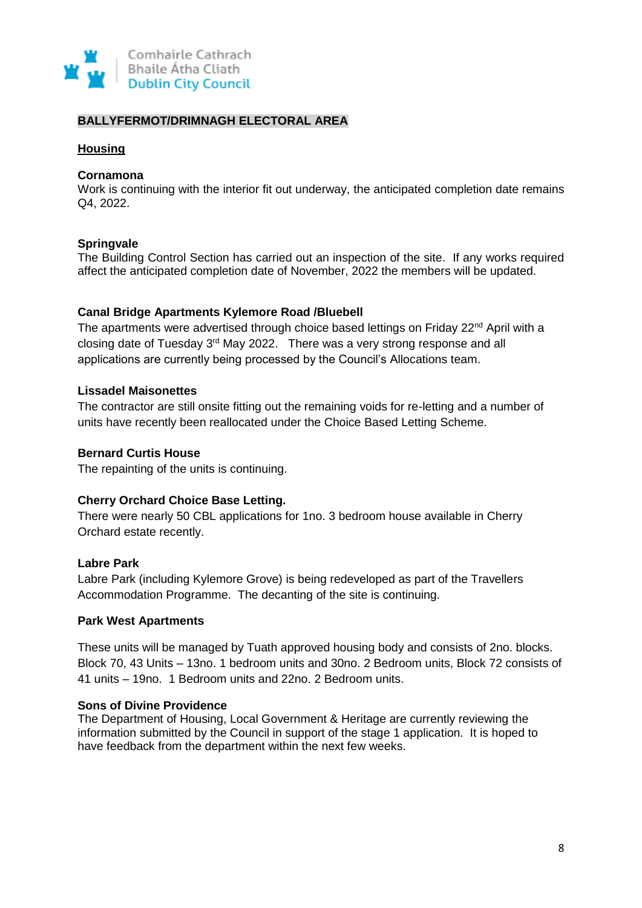## BALLYFERMOT/DRIMNAGH ELECTORAL AREA

### Housing

**Cornamona**
Work is continuing with the interior fit out underway, the anticipated completion date remains Q4, 2022.

**Springvale**
The Building Control Section has carried out an inspection of the site. If any works required affect the anticipated completion date of November, 2022 the members will be updated.

**Canal Bridge Apartments Kylemore Road /Bluebell**
The apartments were advertised through choice based lettings on Friday 22nd April with a closing date of Tuesday 3rd May 2022. There was a very strong response and all applications are currently being processed by the Council's Allocations team.

**Lissadel Maisonettes**
The contractor are still onsite fitting out the remaining voids for re-letting and a number of units have recently been reallocated under the Choice Based Letting Scheme.

**Bernard Curtis House**
The repainting of the units is continuing.

**Cherry Orchard Choice Base Letting.**
There were nearly 50 CBL applications for 1no. 3 bedroom house available in Cherry Orchard estate recently.

**Labre Park**
Labre Park (including Kylemore Grove) is being redeveloped as part of the Travellers Accommodation Programme. The decanting of the site is continuing.

**Park West Apartments**

These units will be managed by Tuath approved housing body and consists of 2no. blocks. Block 70, 43 Units – 13no. 1 bedroom units and 30no. 2 Bedroom units, Block 72 consists of 41 units – 19no. 1 Bedroom units and 22no. 2 Bedroom units.

**Sons of Divine Providence**
The Department of Housing, Local Government & Heritage are currently reviewing the information submitted by the Council in support of the stage 1 application. It is hoped to have feedback from the department within the next few weeks.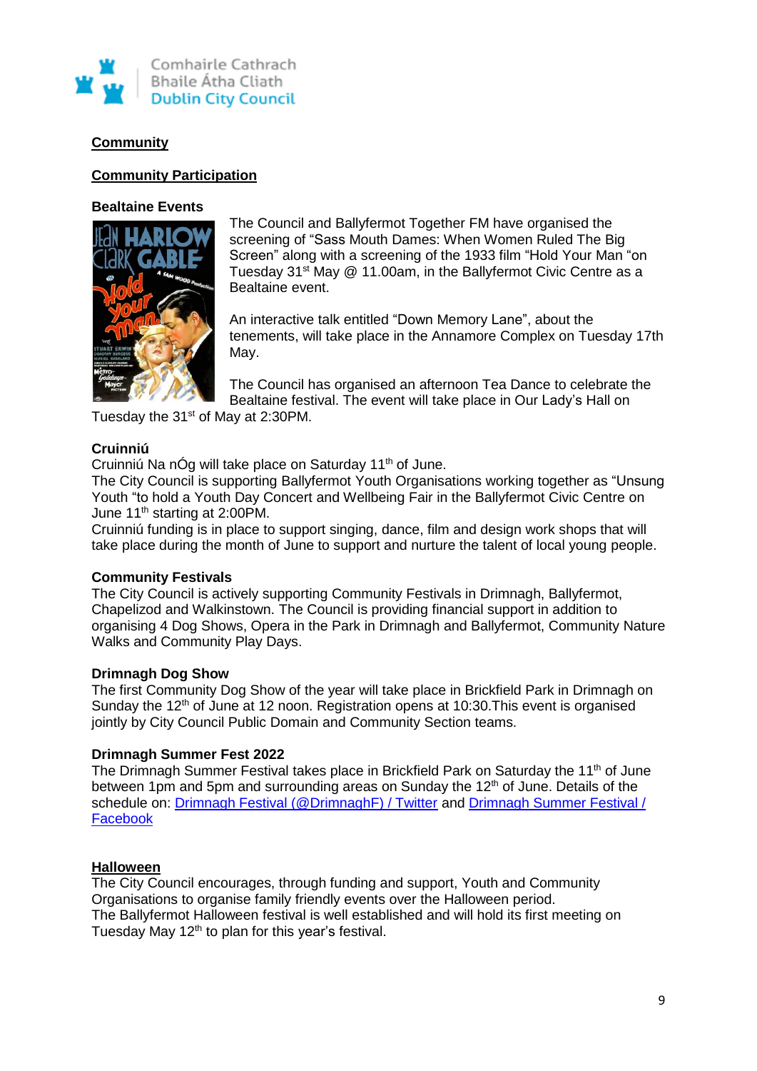**Community**

**Community Participation**

**Bealtaine Events**

The Council and Ballyfermot Together FM have organised the screening of "Sass Mouth Dames: When Women Ruled The Big Screen" along with a screening of the 1933 film "Hold Your Man "on Tuesday 31st May @ 11.00am, in the Ballyfermot Civic Centre as a Bealtaine event.

An interactive talk entitled "Down Memory Lane", about the tenements, will take place in the Annamore Complex on Tuesday 17th May.

The Council has organised an afternoon Tea Dance to celebrate the Bealtaine festival. The event will take place in Our Lady's Hall on Tuesday the 31st of May at 2:30PM.

**Cruinniú**

Cruinniú Na nÓg will take place on Saturday 11th of June.
The City Council is supporting Ballyfermot Youth Organisations working together as "Unsung Youth "to hold a Youth Day Concert and Wellbeing Fair in the Ballyfermot Civic Centre on June 11th starting at 2:00PM.
Cruinniú funding is in place to support singing, dance, film and design work shops that will take place during the month of June to support and nurture the talent of local young people.

**Community Festivals**

The City Council is actively supporting Community Festivals in Drimnagh, Ballyfermot, Chapelizod and Walkinstown. The Council is providing financial support in addition to organising 4 Dog Shows, Opera in the Park in Drimnagh and Ballyfermot, Community Nature Walks and Community Play Days.

**Drimnagh Dog Show**

The first Community Dog Show of the year will take place in Brickfield Park in Drimnagh on Sunday the 12th of June at 12 noon. Registration opens at 10:30.This event is organised jointly by City Council Public Domain and Community Section teams.

**Drimnagh Summer Fest 2022**

The Drimnagh Summer Festival takes place in Brickfield Park on Saturday the 11th of June between 1pm and 5pm and surrounding areas on Sunday the 12th of June. Details of the schedule on: Drimnagh Festival (@DrimnaghF) / Twitter and Drimnagh Summer Festival / Facebook

**Halloween**

The City Council encourages, through funding and support, Youth and Community Organisations to organise family friendly events over the Halloween period.
The Ballyfermot Halloween festival is well established and will hold its first meeting on Tuesday May 12th to plan for this year's festival.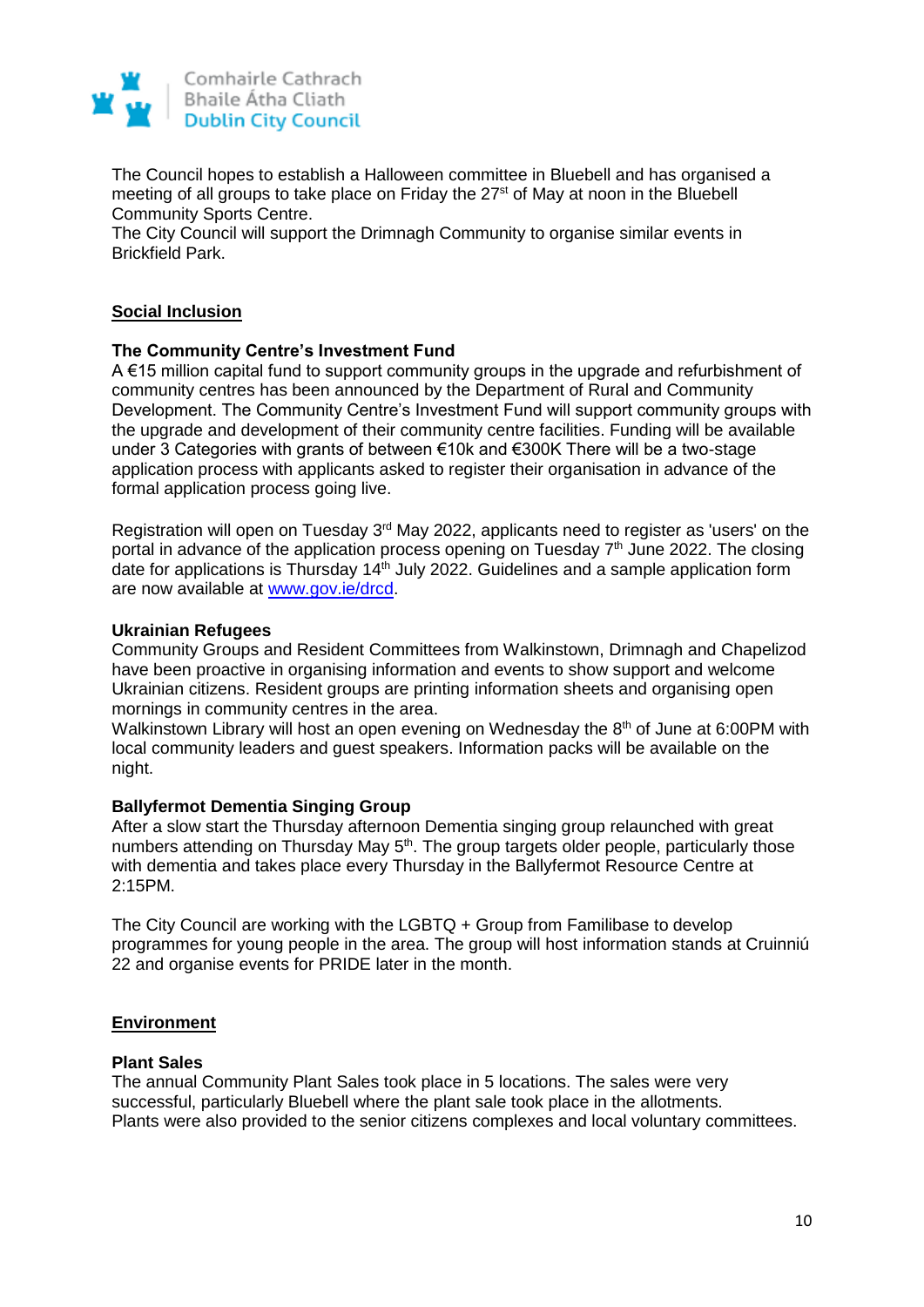The Council hopes to establish a Halloween committee in Bluebell and has organised a meeting of all groups to take place on Friday the 27st of May at noon in the Bluebell Community Sports Centre.
The City Council will support the Drimnagh Community to organise similar events in Brickfield Park.

## Social Inclusion

### The Community Centre's Investment Fund

A €15 million capital fund to support community groups in the upgrade and refurbishment of community centres has been announced by the Department of Rural and Community Development. The Community Centre's Investment Fund will support community groups with the upgrade and development of their community centre facilities. Funding will be available under 3 Categories with grants of between €10k and €300K There will be a two-stage application process with applicants asked to register their organisation in advance of the formal application process going live.

Registration will open on Tuesday 3rd May 2022, applicants need to register as 'users' on the portal in advance of the application process opening on Tuesday 7th June 2022. The closing date for applications is Thursday 14th July 2022. Guidelines and a sample application form are now available at www.gov.ie/drcd.

### Ukrainian Refugees

Community Groups and Resident Committees from Walkinstown, Drimnagh and Chapelizod have been proactive in organising information and events to show support and welcome Ukrainian citizens. Resident groups are printing information sheets and organising open mornings in community centres in the area.
Walkinstown Library will host an open evening on Wednesday the 8th of June at 6:00PM with local community leaders and guest speakers. Information packs will be available on the night.

### Ballyfermot Dementia Singing Group

After a slow start the Thursday afternoon Dementia singing group relaunched with great numbers attending on Thursday May 5th. The group targets older people, particularly those with dementia and takes place every Thursday in the Ballyfermot Resource Centre at 2:15PM.

The City Council are working with the LGBTQ + Group from Familibase to develop programmes for young people in the area. The group will host information stands at Cruinniú 22 and organise events for PRIDE later in the month.

## Environment

### Plant Sales

The annual Community Plant Sales took place in 5 locations. The sales were very successful, particularly Bluebell where the plant sale took place in the allotments.
Plants were also provided to the senior citizens complexes and local voluntary committees.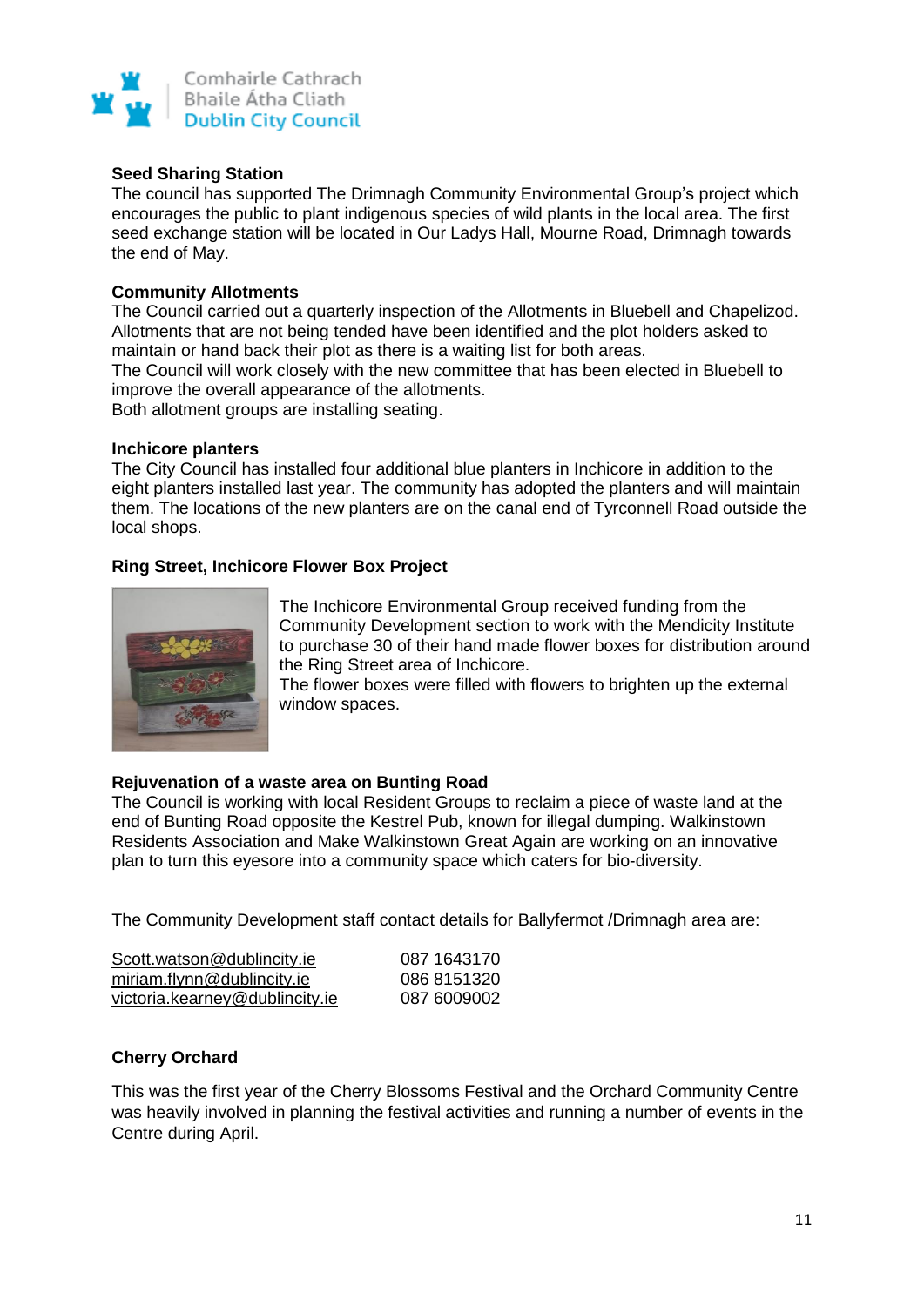**Seed Sharing Station**

The council has supported The Drimnagh Community Environmental Group's project which encourages the public to plant indigenous species of wild plants in the local area. The first seed exchange station will be located in Our Ladys Hall, Mourne Road, Drimnagh towards the end of May.

**Community Allotments**

The Council carried out a quarterly inspection of the Allotments in Bluebell and Chapelizod. Allotments that are not being tended have been identified and the plot holders asked to maintain or hand back their plot as there is a waiting list for both areas.

The Council will work closely with the new committee that has been elected in Bluebell to improve the overall appearance of the allotments.

Both allotment groups are installing seating.

**Inchicore planters**

The City Council has installed four additional blue planters in Inchicore in addition to the eight planters installed last year. The community has adopted the planters and will maintain them. The locations of the new planters are on the canal end of Tyrconnell Road outside the local shops.

**Ring Street, Inchicore Flower Box Project**

The Inchicore Environmental Group received funding from the Community Development section to work with the Mendicity Institute to purchase 30 of their hand made flower boxes for distribution around the Ring Street area of Inchicore.

The flower boxes were filled with flowers to brighten up the external window spaces.

**Rejuvenation of a waste area on Bunting Road**

The Council is working with local Resident Groups to reclaim a piece of waste land at the end of Bunting Road opposite the Kestrel Pub, known for illegal dumping. Walkinstown Residents Association and Make Walkinstown Great Again are working on an innovative plan to turn this eyesore into a community space which caters for bio-diversity.

The Community Development staff contact details for Ballyfermot /Drimnagh area are:

| | |
|---|---|
| Scott.watson@dublincity.ie | 087 1643170 |
| miriam.flynn@dublincity.ie | 086 8151320 |
| victoria.kearney@dublincity.ie | 087 6009002 |

**Cherry Orchard**

This was the first year of the Cherry Blossoms Festival and the Orchard Community Centre was heavily involved in planning the festival activities and running a number of events in the Centre during April.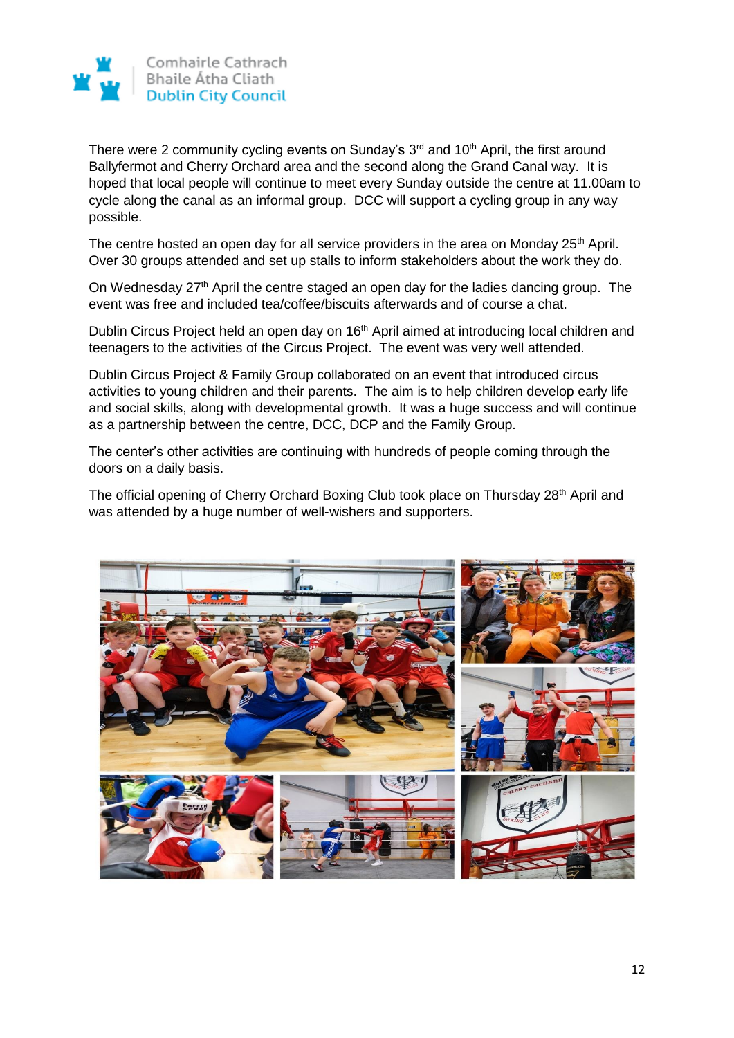There were 2 community cycling events on Sunday's 3rd and 10th April, the first around Ballyfermot and Cherry Orchard area and the second along the Grand Canal way. It is hoped that local people will continue to meet every Sunday outside the centre at 11.00am to cycle along the canal as an informal group. DCC will support a cycling group in any way possible.

The centre hosted an open day for all service providers in the area on Monday 25th April. Over 30 groups attended and set up stalls to inform stakeholders about the work they do.

On Wednesday 27th April the centre staged an open day for the ladies dancing group. The event was free and included tea/coffee/biscuits afterwards and of course a chat.

Dublin Circus Project held an open day on 16th April aimed at introducing local children and teenagers to the activities of the Circus Project. The event was very well attended.

Dublin Circus Project & Family Group collaborated on an event that introduced circus activities to young children and their parents. The aim is to help children develop early life and social skills, along with developmental growth. It was a huge success and will continue as a partnership between the centre, DCC, DCP and the Family Group.

The center's other activities are continuing with hundreds of people coming through the doors on a daily basis.

The official opening of Cherry Orchard Boxing Club took place on Thursday 28th April and was attended by a huge number of well-wishers and supporters.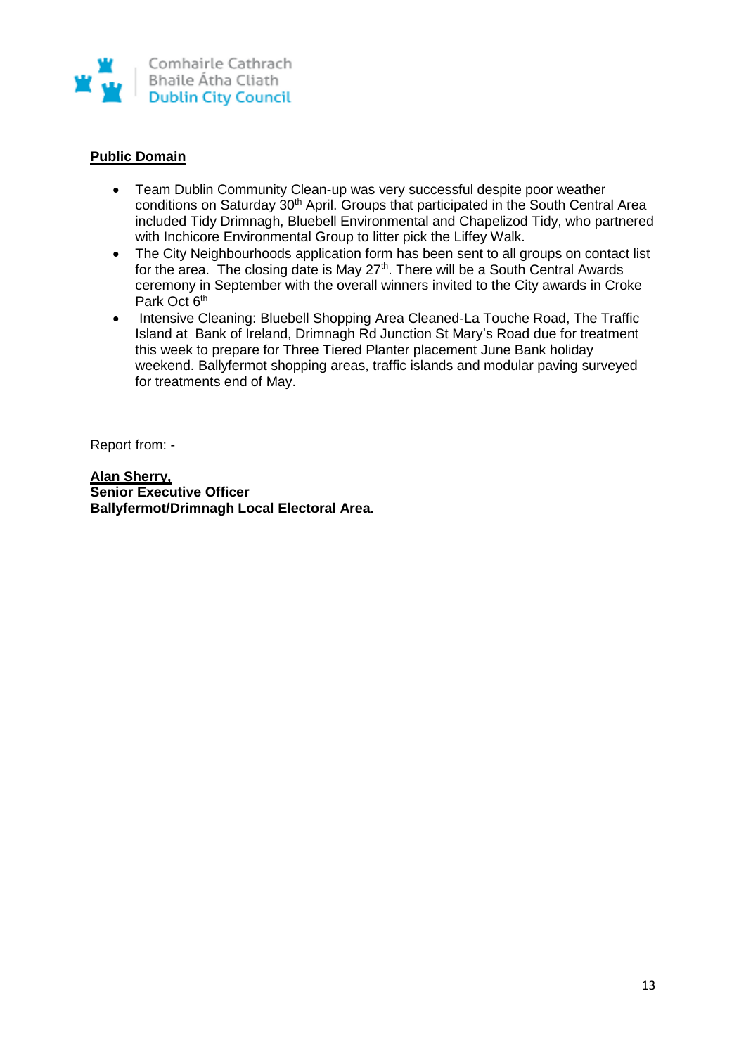Comhairle Cathrach
Bhaile Átha Cliath
Dublin City Council

**Public Domain**

- Team Dublin Community Clean-up was very successful despite poor weather conditions on Saturday 30th April. Groups that participated in the South Central Area included Tidy Drimnagh, Bluebell Environmental and Chapelizod Tidy, who partnered with Inchicore Environmental Group to litter pick the Liffey Walk.
- The City Neighbourhoods application form has been sent to all groups on contact list for the area. The closing date is May 27th. There will be a South Central Awards ceremony in September with the overall winners invited to the City awards in Croke Park Oct 6th
- Intensive Cleaning: Bluebell Shopping Area Cleaned-La Touche Road, The Traffic Island at Bank of Ireland, Drimnagh Rd Junction St Mary's Road due for treatment this week to prepare for Three Tiered Planter placement June Bank holiday weekend. Ballyfermot shopping areas, traffic islands and modular paving surveyed for treatments end of May.

Report from: -

**Alan Sherry,**
**Senior Executive Officer**
**Ballyfermot/Drimnagh Local Electoral Area.**